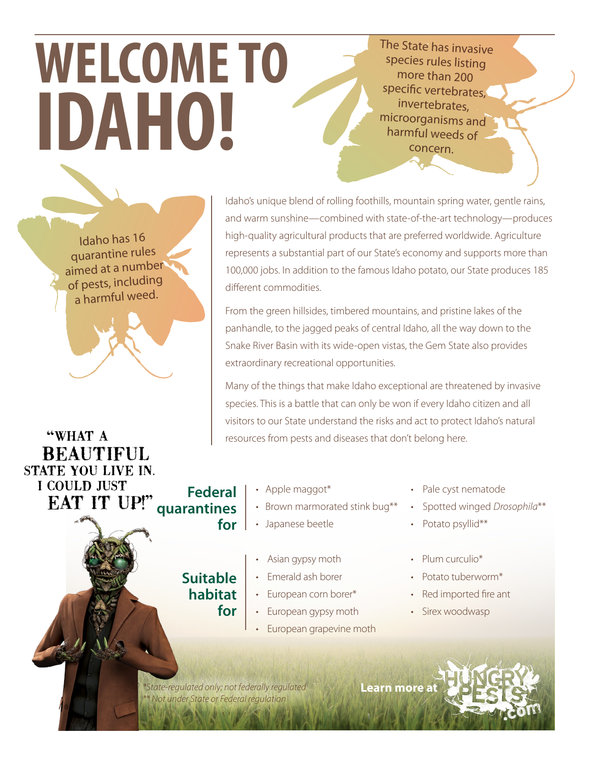# WELCOME TO IDAHO!

The State has invasive species rules listing more than 200 specific vertebrates, invertebrates, microorganisms and harmful weeds of concern.

Idaho has 16 quarantine rules aimed at a number of pests, including a harmful weed.

Idaho's unique blend of rolling foothills, mountain spring water, gentle rains, and warm sunshine—combined with state-of-the-art technology—produces high-quality agricultural products that are preferred worldwide. Agriculture represents a substantial part of our State's economy and supports more than 100,000 jobs. In addition to the famous Idaho potato, our State produces 185 different commodities.

From the green hillsides, timbered mountains, and pristine lakes of the panhandle, to the jagged peaks of central Idaho, all the way down to the Snake River Basin with its wide-open vistas, the Gem State also provides extraordinary recreational opportunities.

Many of the things that make Idaho exceptional are threatened by invasive species. This is a battle that can only be won if every Idaho citizen and all visitors to our State understand the risks and act to protect Idaho's natural resources from pests and diseases that don't belong here.

"WHAT A BEAUTIFUL STATE YOU LIVE IN. I COULD JUST EAT IT UP!"

## Federal quarantines for

- Apple maggot*
- Brown marmorated stink bug**
- Japanese beetle
- Pale cyst nematode
- Spotted winged *Drosophila***
- Potato psyllid**

## Suitable habitat for

- Asian gypsy moth
- Emerald ash borer
- European corn borer*
- European gypsy moth
- European grapevine moth
- Plum curculio*
- Potato tuberworm*
- Red imported fire ant
- Sirex woodwasp

*\*State-regulated only; not federally regulated*
*\*\* Not under State or Federal regulation*

**Learn more at** HUNGRYPESTS.com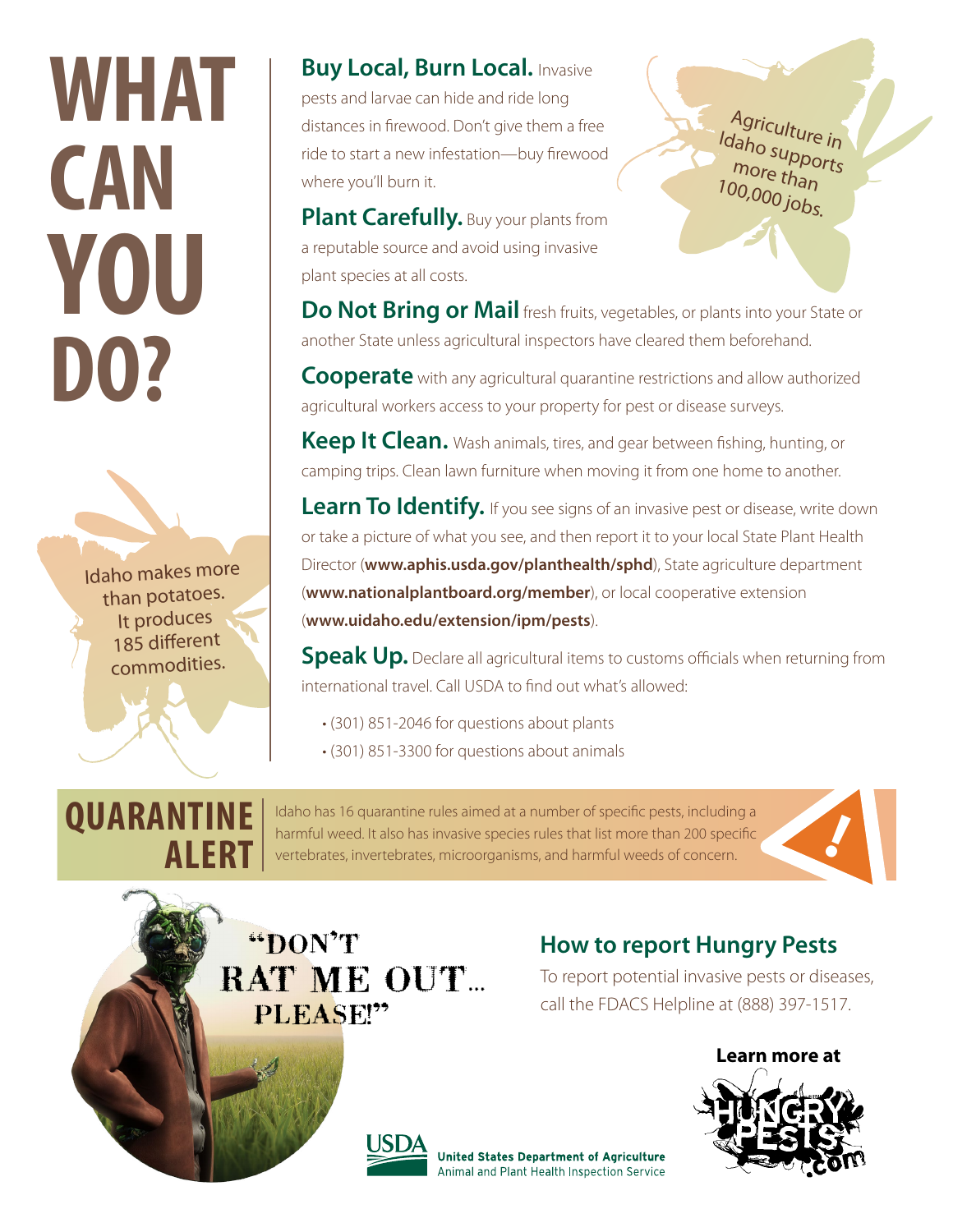# WHAT CAN YOU DO?

Idaho makes more than potatoes. It produces 185 different commodities.

**Buy Local, Burn Local.** Invasive pests and larvae can hide and ride long distances in firewood. Don't give them a free ride to start a new infestation—buy firewood where you'll burn it.

**Plant Carefully.** Buy your plants from a reputable source and avoid using invasive plant species at all costs.

Agriculture in Idaho supports more than 100,000 jobs.

**Do Not Bring or Mail** fresh fruits, vegetables, or plants into your State or another State unless agricultural inspectors have cleared them beforehand.

**Cooperate** with any agricultural quarantine restrictions and allow authorized agricultural workers access to your property for pest or disease surveys.

**Keep It Clean.** Wash animals, tires, and gear between fishing, hunting, or camping trips. Clean lawn furniture when moving it from one home to another.

**Learn To Identify.** If you see signs of an invasive pest or disease, write down or take a picture of what you see, and then report it to your local State Plant Health Director (**www.aphis.usda.gov/planthealth/sphd**), State agriculture department (**www.nationalplantboard.org/member**), or local cooperative extension (**www.uidaho.edu/extension/ipm/pests**).

**Speak Up.** Declare all agricultural items to customs officials when returning from international travel. Call USDA to find out what's allowed:

- (301) 851-2046 for questions about plants
- (301) 851-3300 for questions about animals

## QUARANTINE ALERT

Idaho has 16 quarantine rules aimed at a number of specific pests, including a harmful weed. It also has invasive species rules that list more than 200 specific vertebrates, invertebrates, microorganisms, and harmful weeds of concern.

"DON'T RAT ME OUT... PLEASE!"

## How to report Hungry Pests

To report potential invasive pests or diseases, call the FDACS Helpline at (888) 397-1517.

**Learn more at**

HUNGRY PESTS .com

USDA
United States Department of Agriculture
Animal and Plant Health Inspection Service